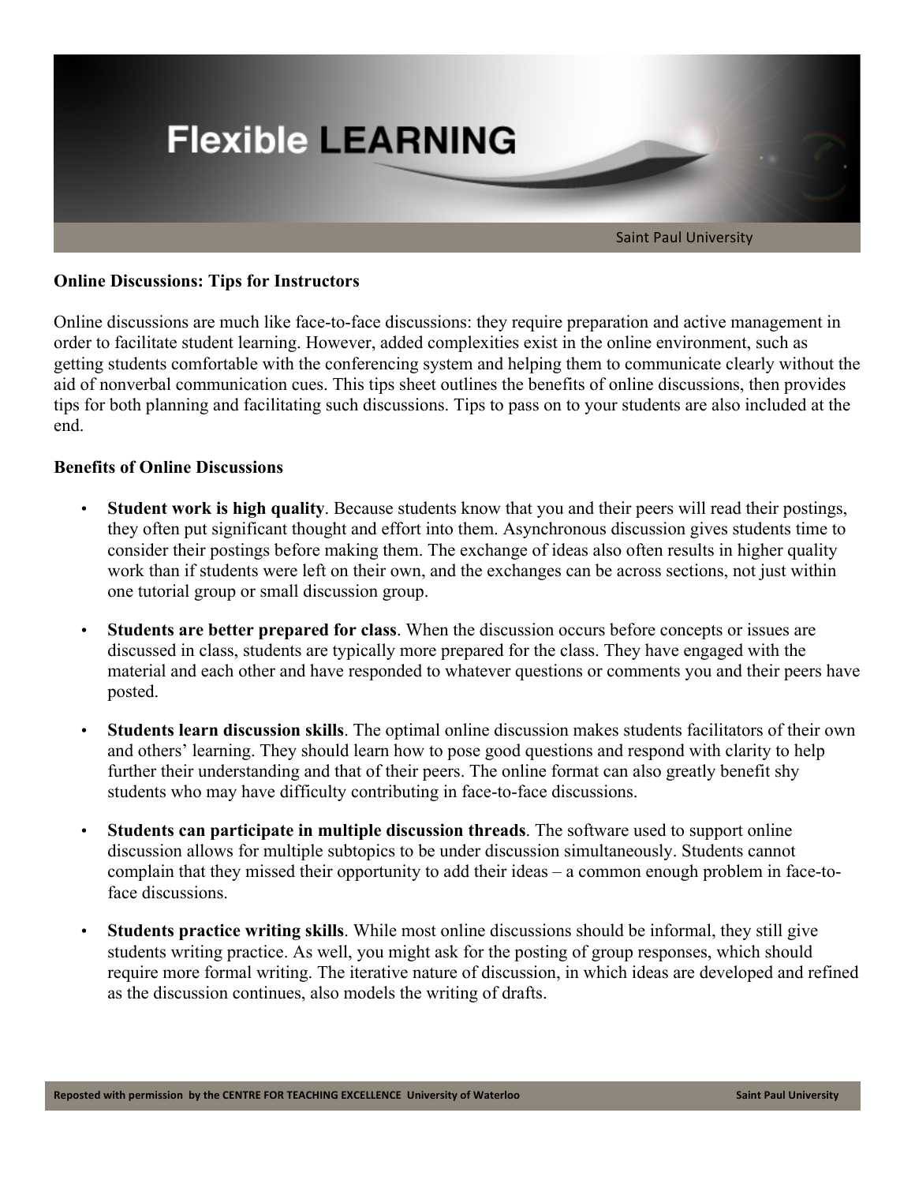## Online Discussions: Tips for Instructors

Online discussions are much like face-to-face discussions: they require preparation and active management in order to facilitate student learning. However, added complexities exist in the online environment, such as getting students comfortable with the conferencing system and helping them to communicate clearly without the aid of nonverbal communication cues. This tips sheet outlines the benefits of online discussions, then provides tips for both planning and facilitating such discussions. Tips to pass on to your students are also included at the end.

### Benefits of Online Discussions

- **Student work is high quality**. Because students know that you and their peers will read their postings, they often put significant thought and effort into them. Asynchronous discussion gives students time to consider their postings before making them. The exchange of ideas also often results in higher quality work than if students were left on their own, and the exchanges can be across sections, not just within one tutorial group or small discussion group.

- **Students are better prepared for class**. When the discussion occurs before concepts or issues are discussed in class, students are typically more prepared for the class. They have engaged with the material and each other and have responded to whatever questions or comments you and their peers have posted.

- **Students learn discussion skills**. The optimal online discussion makes students facilitators of their own and others' learning. They should learn how to pose good questions and respond with clarity to help further their understanding and that of their peers. The online format can also greatly benefit shy students who may have difficulty contributing in face-to-face discussions.

- **Students can participate in multiple discussion threads**. The software used to support online discussion allows for multiple subtopics to be under discussion simultaneously. Students cannot complain that they missed their opportunity to add their ideas – a common enough problem in face-to-face discussions.

- **Students practice writing skills**. While most online discussions should be informal, they still give students writing practice. As well, you might ask for the posting of group responses, which should require more formal writing. The iterative nature of discussion, in which ideas are developed and refined as the discussion continues, also models the writing of drafts.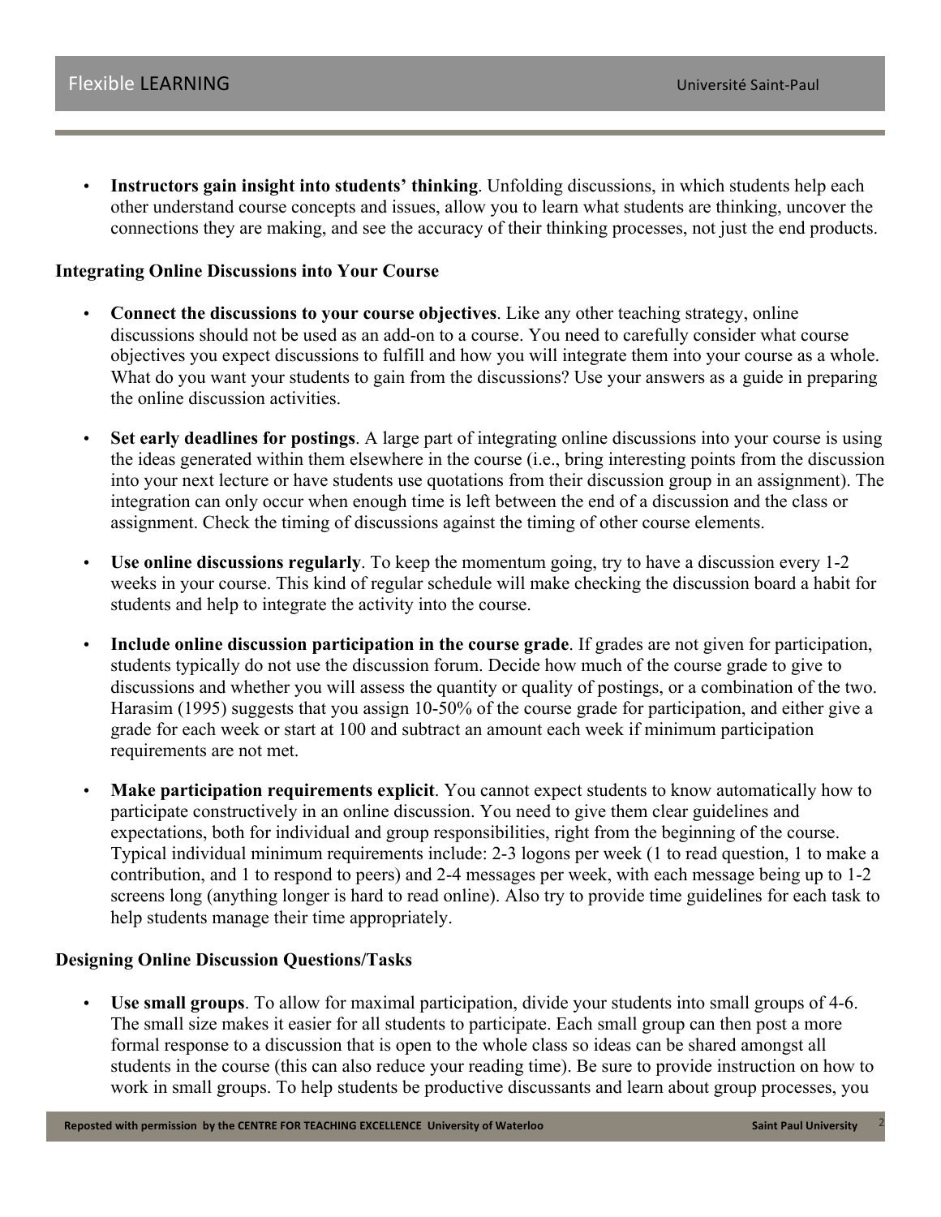- **Instructors gain insight into students' thinking**. Unfolding discussions, in which students help each other understand course concepts and issues, allow you to learn what students are thinking, uncover the connections they are making, and see the accuracy of their thinking processes, not just the end products.

**Integrating Online Discussions into Your Course**

- **Connect the discussions to your course objectives**. Like any other teaching strategy, online discussions should not be used as an add-on to a course. You need to carefully consider what course objectives you expect discussions to fulfill and how you will integrate them into your course as a whole. What do you want your students to gain from the discussions? Use your answers as a guide in preparing the online discussion activities.

- **Set early deadlines for postings**. A large part of integrating online discussions into your course is using the ideas generated within them elsewhere in the course (i.e., bring interesting points from the discussion into your next lecture or have students use quotations from their discussion group in an assignment). The integration can only occur when enough time is left between the end of a discussion and the class or assignment. Check the timing of discussions against the timing of other course elements.

- **Use online discussions regularly**. To keep the momentum going, try to have a discussion every 1-2 weeks in your course. This kind of regular schedule will make checking the discussion board a habit for students and help to integrate the activity into the course.

- **Include online discussion participation in the course grade**. If grades are not given for participation, students typically do not use the discussion forum. Decide how much of the course grade to give to discussions and whether you will assess the quantity or quality of postings, or a combination of the two. Harasim (1995) suggests that you assign 10-50% of the course grade for participation, and either give a grade for each week or start at 100 and subtract an amount each week if minimum participation requirements are not met.

- **Make participation requirements explicit**. You cannot expect students to know automatically how to participate constructively in an online discussion. You need to give them clear guidelines and expectations, both for individual and group responsibilities, right from the beginning of the course. Typical individual minimum requirements include: 2-3 logons per week (1 to read question, 1 to make a contribution, and 1 to respond to peers) and 2-4 messages per week, with each message being up to 1-2 screens long (anything longer is hard to read online). Also try to provide time guidelines for each task to help students manage their time appropriately.

**Designing Online Discussion Questions/Tasks**

- **Use small groups**. To allow for maximal participation, divide your students into small groups of 4-6. The small size makes it easier for all students to participate. Each small group can then post a more formal response to a discussion that is open to the whole class so ideas can be shared amongst all students in the course (this can also reduce your reading time). Be sure to provide instruction on how to work in small groups. To help students be productive discussants and learn about group processes, you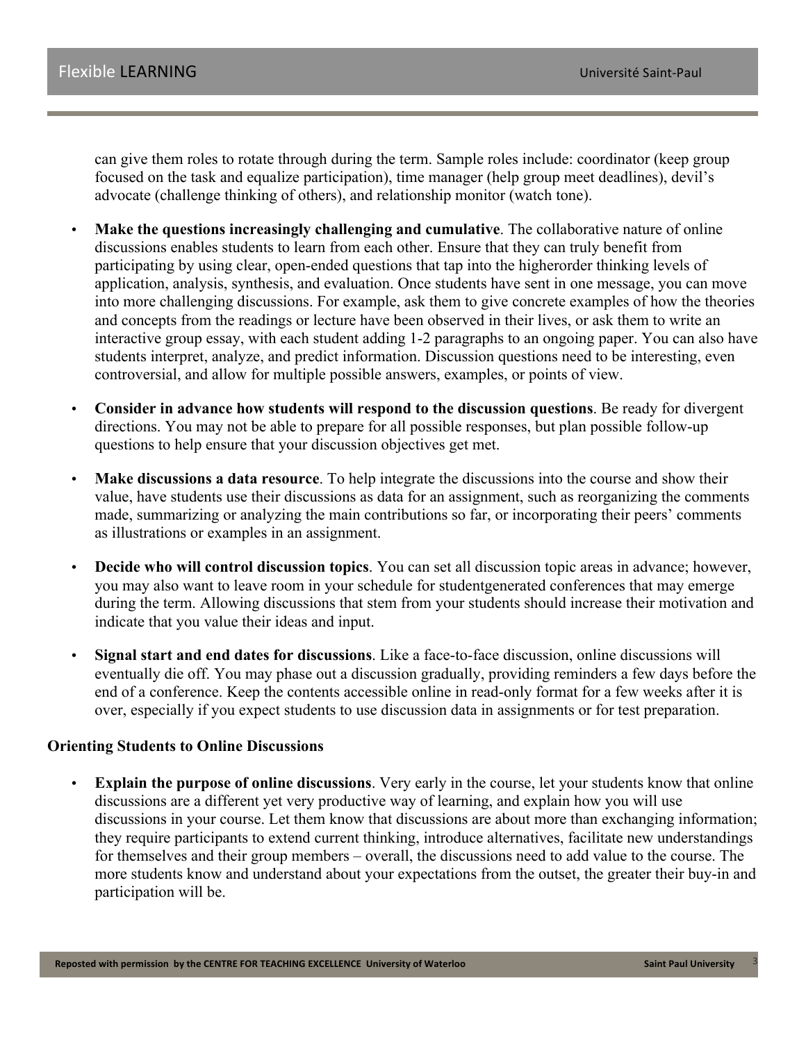can give them roles to rotate through during the term. Sample roles include: coordinator (keep group focused on the task and equalize participation), time manager (help group meet deadlines), devil's advocate (challenge thinking of others), and relationship monitor (watch tone).

- **Make the questions increasingly challenging and cumulative**. The collaborative nature of online discussions enables students to learn from each other. Ensure that they can truly benefit from participating by using clear, open-ended questions that tap into the higherorder thinking levels of application, analysis, synthesis, and evaluation. Once students have sent in one message, you can move into more challenging discussions. For example, ask them to give concrete examples of how the theories and concepts from the readings or lecture have been observed in their lives, or ask them to write an interactive group essay, with each student adding 1-2 paragraphs to an ongoing paper. You can also have students interpret, analyze, and predict information. Discussion questions need to be interesting, even controversial, and allow for multiple possible answers, examples, or points of view.
- **Consider in advance how students will respond to the discussion questions**. Be ready for divergent directions. You may not be able to prepare for all possible responses, but plan possible follow-up questions to help ensure that your discussion objectives get met.
- **Make discussions a data resource**. To help integrate the discussions into the course and show their value, have students use their discussions as data for an assignment, such as reorganizing the comments made, summarizing or analyzing the main contributions so far, or incorporating their peers' comments as illustrations or examples in an assignment.
- **Decide who will control discussion topics**. You can set all discussion topic areas in advance; however, you may also want to leave room in your schedule for studentgenerated conferences that may emerge during the term. Allowing discussions that stem from your students should increase their motivation and indicate that you value their ideas and input.
- **Signal start and end dates for discussions**. Like a face-to-face discussion, online discussions will eventually die off. You may phase out a discussion gradually, providing reminders a few days before the end of a conference. Keep the contents accessible online in read-only format for a few weeks after it is over, especially if you expect students to use discussion data in assignments or for test preparation.

**Orienting Students to Online Discussions**

- **Explain the purpose of online discussions**. Very early in the course, let your students know that online discussions are a different yet very productive way of learning, and explain how you will use discussions in your course. Let them know that discussions are about more than exchanging information; they require participants to extend current thinking, introduce alternatives, facilitate new understandings for themselves and their group members – overall, the discussions need to add value to the course. The more students know and understand about your expectations from the outset, the greater their buy-in and participation will be.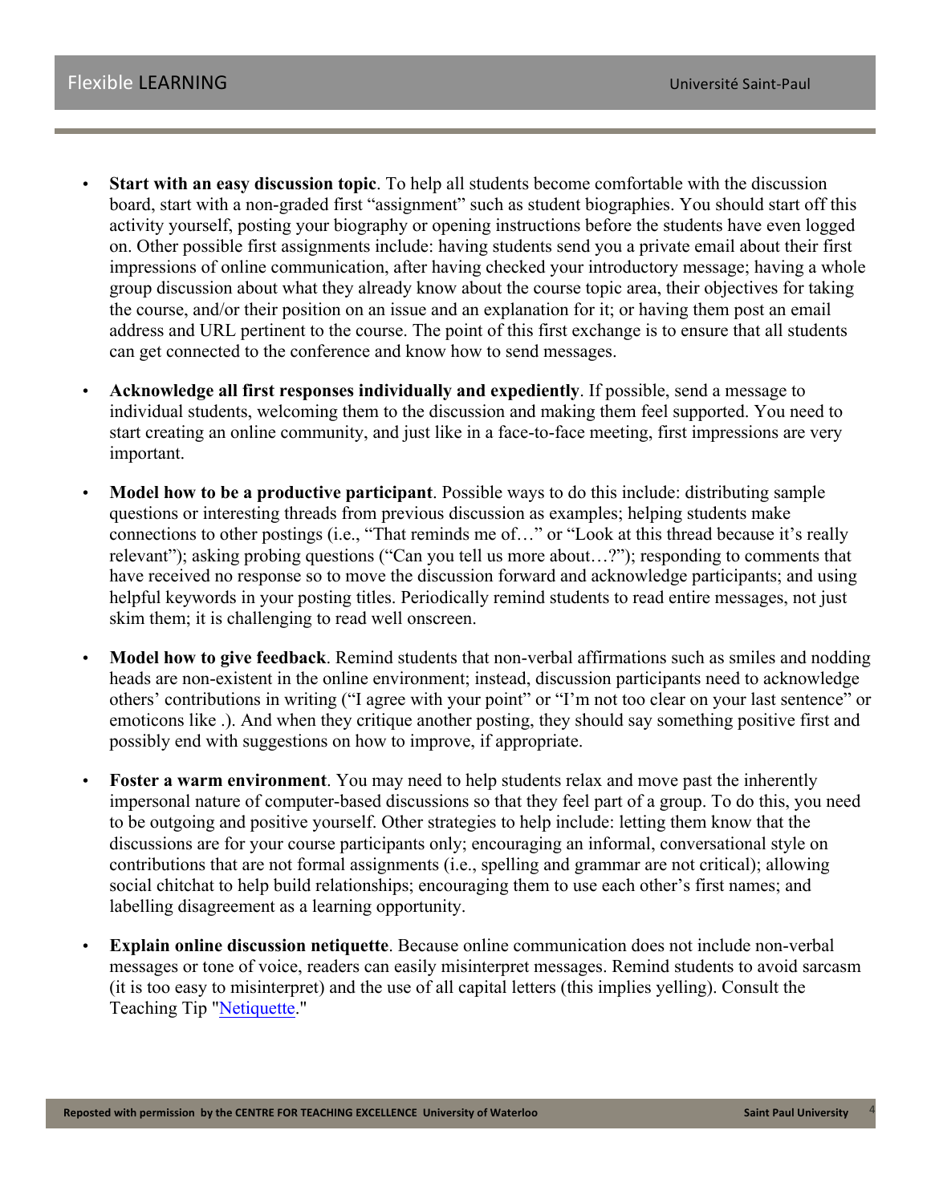- **Start with an easy discussion topic**. To help all students become comfortable with the discussion board, start with a non-graded first "assignment" such as student biographies. You should start off this activity yourself, posting your biography or opening instructions before the students have even logged on. Other possible first assignments include: having students send you a private email about their first impressions of online communication, after having checked your introductory message; having a whole group discussion about what they already know about the course topic area, their objectives for taking the course, and/or their position on an issue and an explanation for it; or having them post an email address and URL pertinent to the course. The point of this first exchange is to ensure that all students can get connected to the conference and know how to send messages.

- **Acknowledge all first responses individually and expediently**. If possible, send a message to individual students, welcoming them to the discussion and making them feel supported. You need to start creating an online community, and just like in a face-to-face meeting, first impressions are very important.

- **Model how to be a productive participant**. Possible ways to do this include: distributing sample questions or interesting threads from previous discussion as examples; helping students make connections to other postings (i.e., "That reminds me of…" or "Look at this thread because it's really relevant"); asking probing questions ("Can you tell us more about…?"); responding to comments that have received no response so to move the discussion forward and acknowledge participants; and using helpful keywords in your posting titles. Periodically remind students to read entire messages, not just skim them; it is challenging to read well onscreen.

- **Model how to give feedback**. Remind students that non-verbal affirmations such as smiles and nodding heads are non-existent in the online environment; instead, discussion participants need to acknowledge others' contributions in writing ("I agree with your point" or "I'm not too clear on your last sentence" or emoticons like .). And when they critique another posting, they should say something positive first and possibly end with suggestions on how to improve, if appropriate.

- **Foster a warm environment**. You may need to help students relax and move past the inherently impersonal nature of computer-based discussions so that they feel part of a group. To do this, you need to be outgoing and positive yourself. Other strategies to help include: letting them know that the discussions are for your course participants only; encouraging an informal, conversational style on contributions that are not formal assignments (i.e., spelling and grammar are not critical); allowing social chitchat to help build relationships; encouraging them to use each other's first names; and labelling disagreement as a learning opportunity.

- **Explain online discussion netiquette**. Because online communication does not include non-verbal messages or tone of voice, readers can easily misinterpret messages. Remind students to avoid sarcasm (it is too easy to misinterpret) and the use of all capital letters (this implies yelling). Consult the Teaching Tip "Netiquette."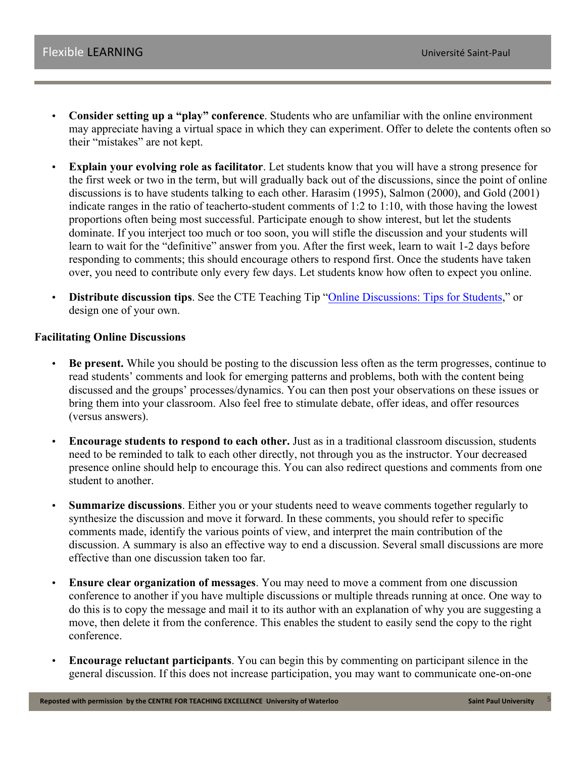- **Consider setting up a "play" conference**. Students who are unfamiliar with the online environment may appreciate having a virtual space in which they can experiment. Offer to delete the contents often so their "mistakes" are not kept.

- **Explain your evolving role as facilitator**. Let students know that you will have a strong presence for the first week or two in the term, but will gradually back out of the discussions, since the point of online discussions is to have students talking to each other. Harasim (1995), Salmon (2000), and Gold (2001) indicate ranges in the ratio of teacherto-student comments of 1:2 to 1:10, with those having the lowest proportions often being most successful. Participate enough to show interest, but let the students dominate. If you interject too much or too soon, you will stifle the discussion and your students will learn to wait for the "definitive" answer from you. After the first week, learn to wait 1-2 days before responding to comments; this should encourage others to respond first. Once the students have taken over, you need to contribute only every few days. Let students know how often to expect you online.

- **Distribute discussion tips**. See the CTE Teaching Tip "Online Discussions: Tips for Students," or design one of your own.

**Facilitating Online Discussions**

- **Be present.** While you should be posting to the discussion less often as the term progresses, continue to read students' comments and look for emerging patterns and problems, both with the content being discussed and the groups' processes/dynamics. You can then post your observations on these issues or bring them into your classroom. Also feel free to stimulate debate, offer ideas, and offer resources (versus answers).

- **Encourage students to respond to each other.** Just as in a traditional classroom discussion, students need to be reminded to talk to each other directly, not through you as the instructor. Your decreased presence online should help to encourage this. You can also redirect questions and comments from one student to another.

- **Summarize discussions**. Either you or your students need to weave comments together regularly to synthesize the discussion and move it forward. In these comments, you should refer to specific comments made, identify the various points of view, and interpret the main contribution of the discussion. A summary is also an effective way to end a discussion. Several small discussions are more effective than one discussion taken too far.

- **Ensure clear organization of messages**. You may need to move a comment from one discussion conference to another if you have multiple discussions or multiple threads running at once. One way to do this is to copy the message and mail it to its author with an explanation of why you are suggesting a move, then delete it from the conference. This enables the student to easily send the copy to the right conference.

- **Encourage reluctant participants**. You can begin this by commenting on participant silence in the general discussion. If this does not increase participation, you may want to communicate one-on-one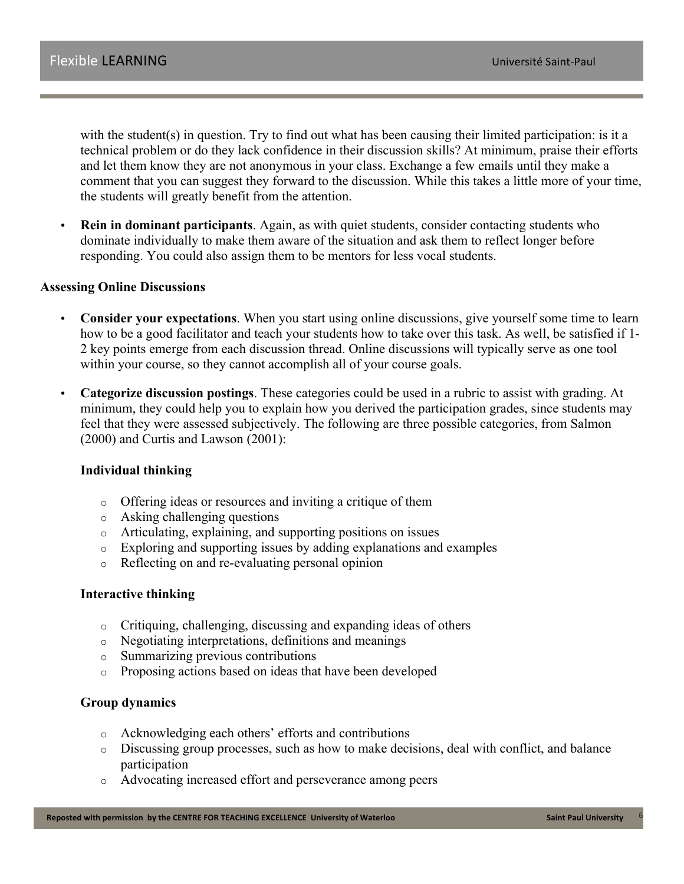with the student(s) in question. Try to find out what has been causing their limited participation: is it a technical problem or do they lack confidence in their discussion skills? At minimum, praise their efforts and let them know they are not anonymous in your class. Exchange a few emails until they make a comment that you can suggest they forward to the discussion. While this takes a little more of your time, the students will greatly benefit from the attention.

- **Rein in dominant participants**. Again, as with quiet students, consider contacting students who dominate individually to make them aware of the situation and ask them to reflect longer before responding. You could also assign them to be mentors for less vocal students.

**Assessing Online Discussions**

- **Consider your expectations**. When you start using online discussions, give yourself some time to learn how to be a good facilitator and teach your students how to take over this task. As well, be satisfied if 1-2 key points emerge from each discussion thread. Online discussions will typically serve as one tool within your course, so they cannot accomplish all of your course goals.

- **Categorize discussion postings**. These categories could be used in a rubric to assist with grading. At minimum, they could help you to explain how you derived the participation grades, since students may feel that they were assessed subjectively. The following are three possible categories, from Salmon (2000) and Curtis and Lawson (2001):

  **Individual thinking**

  - Offering ideas or resources and inviting a critique of them
  - Asking challenging questions
  - Articulating, explaining, and supporting positions on issues
  - Exploring and supporting issues by adding explanations and examples
  - Reflecting on and re-evaluating personal opinion

  **Interactive thinking**

  - Critiquing, challenging, discussing and expanding ideas of others
  - Negotiating interpretations, definitions and meanings
  - Summarizing previous contributions
  - Proposing actions based on ideas that have been developed

  **Group dynamics**

  - Acknowledging each others' efforts and contributions
  - Discussing group processes, such as how to make decisions, deal with conflict, and balance participation
  - Advocating increased effort and perseverance among peers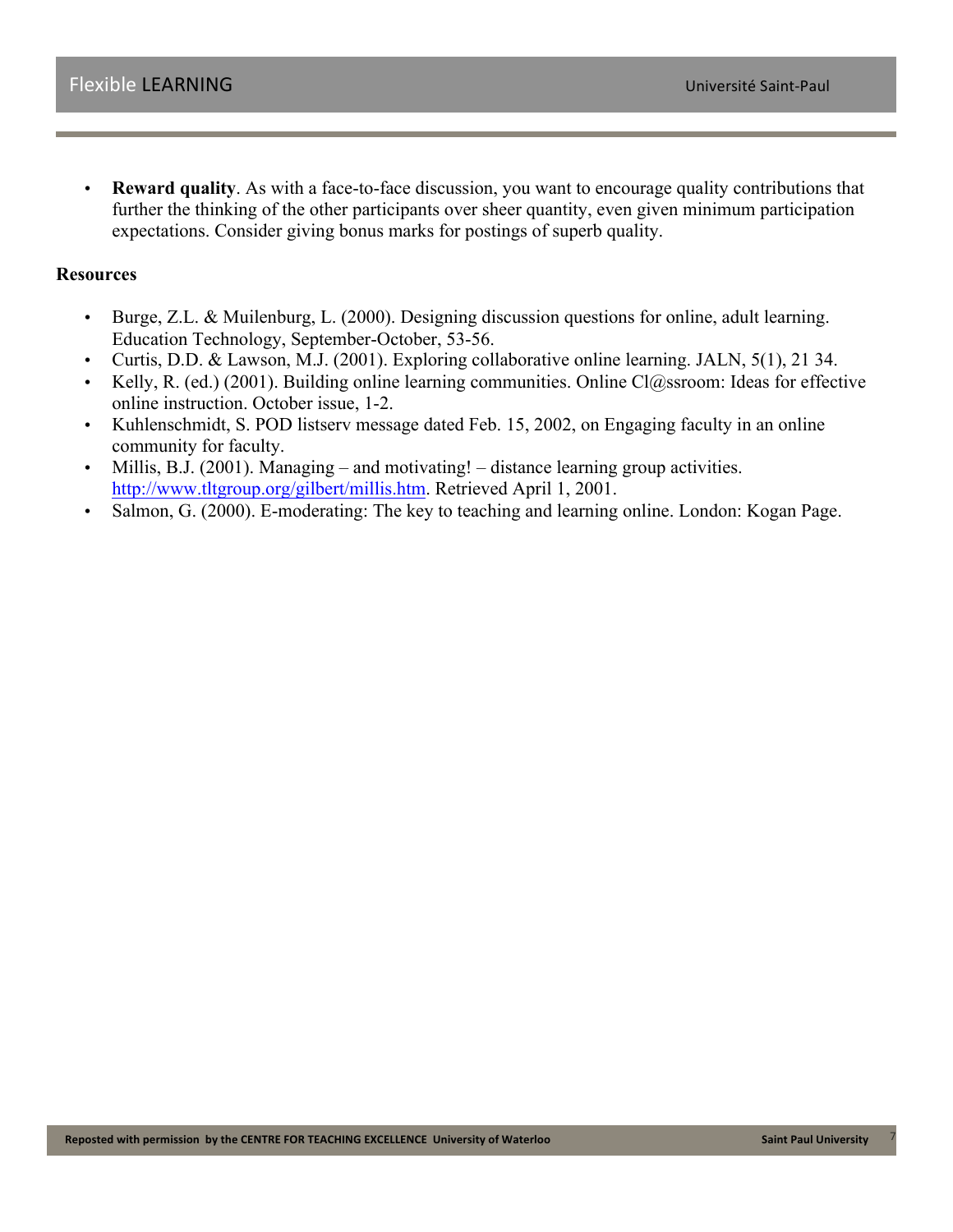- **Reward quality**. As with a face-to-face discussion, you want to encourage quality contributions that further the thinking of the other participants over sheer quantity, even given minimum participation expectations. Consider giving bonus marks for postings of superb quality.

**Resources**

- Burge, Z.L. & Muilenburg, L. (2000). Designing discussion questions for online, adult learning. Education Technology, September-October, 53-56.
- Curtis, D.D. & Lawson, M.J. (2001). Exploring collaborative online learning. JALN, 5(1), 21 34.
- Kelly, R. (ed.) (2001). Building online learning communities. Online Cl@ssroom: Ideas for effective online instruction. October issue, 1-2.
- Kuhlenschmidt, S. POD listserv message dated Feb. 15, 2002, on Engaging faculty in an online community for faculty.
- Millis, B.J. (2001). Managing – and motivating! – distance learning group activities. http://www.tltgroup.org/gilbert/millis.htm. Retrieved April 1, 2001.
- Salmon, G. (2000). E-moderating: The key to teaching and learning online. London: Kogan Page.